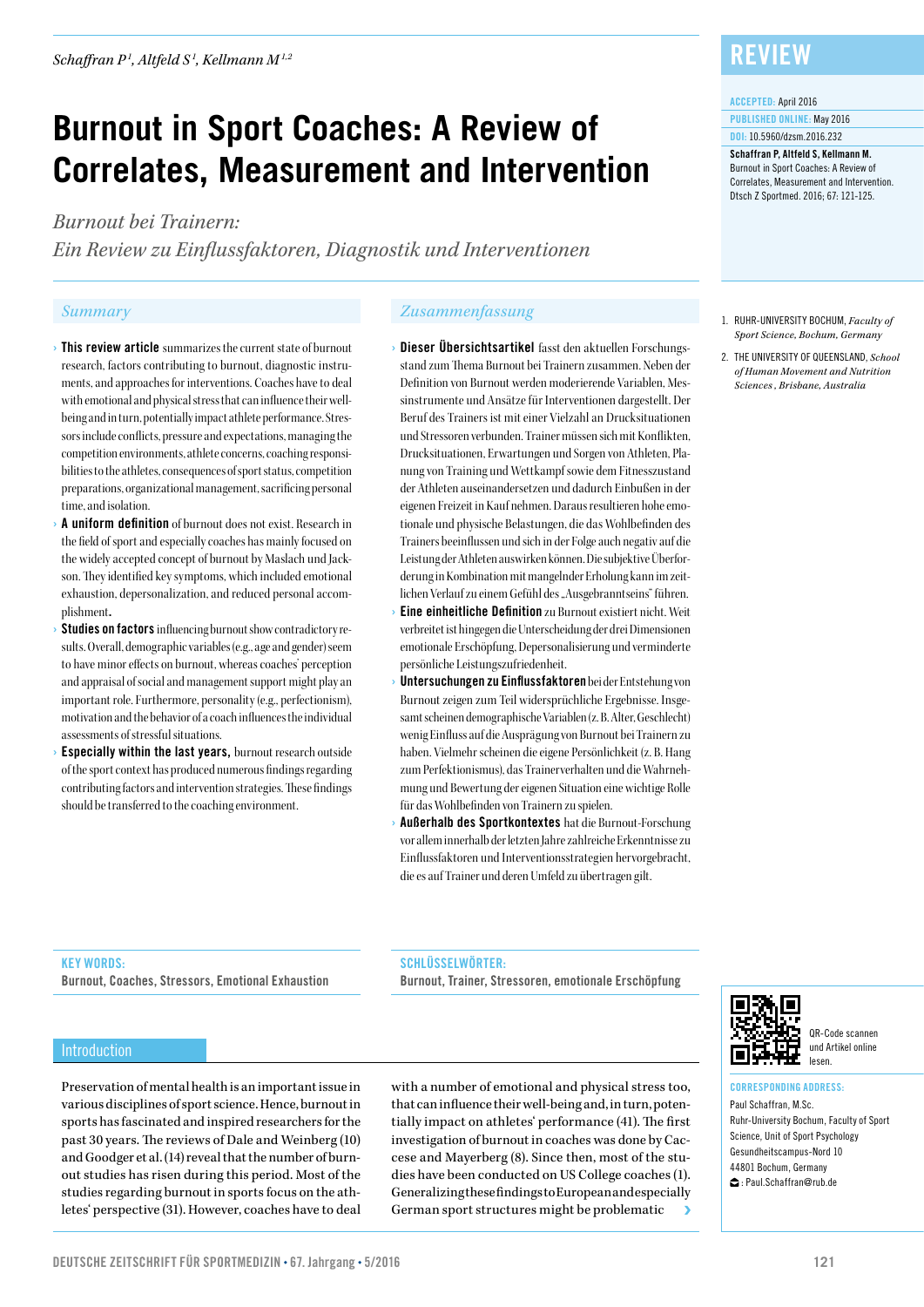REVIEW

ACCEPTED: April 2016

PUBLISHED ONLINE: May 2016

DOI: 10.5960/dzsm.2016.232

**Schaffran P, Altfeld S, Kellmann M.** Burnout in Sport Coaches: A Review of Correlates, Measurement and Intervention. Dtsch Z Sportmed. 2016; 67: 121-125.

*Schaffran P[1], Altfeld S[1], Kellmann M[1,2]*

# Burnout in Sport Coaches: A Review of Correlates, Measurement and Intervention

*Burnout bei Trainern: Ein Review zu Einflussfaktoren, Diagnostik und Interventionen*

1. RUHR-UNIVERSITY BOCHUM, *Faculty of Sport Science, Bochum, Germany*
2. THE UNIVERSITY OF QUEENSLAND, *School of Human Movement and Nutrition Sciences, Brisbane, Australia*

## Summary

- **This review article** summarizes the current state of burnout research, factors contributing to burnout, diagnostic instruments, and approaches for interventions. Coaches have to deal with emotional and physical stress that can influence their well-being and in turn, potentially impact athlete performance. Stressors include conflicts, pressure and expectations, managing the competition environments, athlete concerns, coaching responsibilities to the athletes, consequences of sport status, competition preparations, organizational management, sacrificing personal time, and isolation.
- **A uniform definition** of burnout does not exist. Research in the field of sport and especially coaches has mainly focused on the widely accepted concept of burnout by Maslach and Jackson. They identified key symptoms, which included emotional exhaustion, depersonalization, and reduced personal accomplishment.
- **Studies on factors** influencing burnout show contradictory results. Overall, demographic variables (e.g., age and gender) seem to have minor effects on burnout, whereas coaches' perception and appraisal of social and management support might play an important role. Furthermore, personality (e.g., perfectionism), motivation and the behavior of a coach influences the individual assessments of stressful situations.
- **Especially within the last years,** burnout research outside of the sport context has produced numerous findings regarding contributing factors and intervention strategies. These findings should be transferred to the coaching environment.

## Zusammenfassung

- **Dieser Übersichtsartikel** fasst den aktuellen Forschungsstand zum Thema Burnout bei Trainern zusammen. Neben der Definition von Burnout werden moderierende Variablen, Messinstrumente und Ansätze für Interventionen dargestellt. Der Beruf des Trainers ist mit einer Vielzahl an Drucksituationen und Stressoren verbunden. Trainer müssen sich mit Konflikten, Drucksituationen, Erwartungen und Sorgen von Athleten, Planung von Training und Wettkampf sowie dem Fitnesszustand der Athleten auseinandersetzen und dadurch Einbußen in der eigenen Freizeit in Kauf nehmen. Daraus resultieren hohe emotionale und physische Belastungen, die das Wohlbefinden des Trainers beeinflussen und sich in der Folge auch negativ auf die Leistung der Athleten auswirken können. Die subjektive Überforderung in Kombination mit mangelnder Erholung kann im zeitlichen Verlauf zu einem Gefühl des „Ausgebranntseins" führen.
- **Eine einheitliche Definition** zu Burnout existiert nicht. Weit verbreitet ist hingegen die Unterscheidung der drei Dimensionen emotionale Erschöpfung, Depersonalisierung und verminderte persönliche Leistungszufriedenheit.
- **Untersuchungen zu Einflussfaktoren** bei der Entstehung von Burnout zeigen zum Teil widersprüchliche Ergebnisse. Insgesamt scheinen demographische Variablen (z. B. Alter, Geschlecht) wenig Einfluss auf die Ausprägung von Burnout bei Trainern zu haben. Vielmehr scheinen die eigene Persönlichkeit (z. B. Hang zum Perfektionismus), das Trainerverhalten und die Wahrnehmung und Bewertung der eigenen Situation eine wichtige Rolle für das Wohlbefinden von Trainern zu spielen.
- **Außerhalb des Sportkontextes** hat die Burnout-Forschung vor allem innerhalb der letzten Jahre zahlreiche Erkenntnisse zu Einflussfaktoren und Interventionsstrategien hervorgebracht, die es auf Trainer und deren Umfeld zu übertragen gilt.

**KEY WORDS:**
Burnout, Coaches, Stressors, Emotional Exhaustion

**SCHLÜSSELWÖRTER:**
Burnout, Trainer, Stressoren, emotionale Erschöpfung

QR-Code scannen und Artikel online lesen.

**CORRESPONDING ADDRESS:**
Paul Schaffran, M.Sc.
Ruhr-University Bochum, Faculty of Sport Science, Unit of Sport Psychology
Gesundheitscampus-Nord 10
44801 Bochum, Germany
: Paul.Schaffran@rub.de

## Introduction

Preservation of mental health is an important issue in various disciplines of sport science. Hence, burnout in sports has fascinated and inspired researchers for the past 30 years. The reviews of Dale and Weinberg (10) and Goodger et al. (14) reveal that the number of burnout studies has risen during this period. Most of the studies regarding burnout in sports focus on the athletes' perspective (31). However, coaches have to deal with a number of emotional and physical stress too, that can influence their well-being and, in turn, potentially impact on athletes' performance (41). The first investigation of burnout in coaches was done by Caccese and Mayerberg (8). Since then, most of the studies have been conducted on US College coaches (1). Generalizing these findings to European and especially German sport structures might be problematic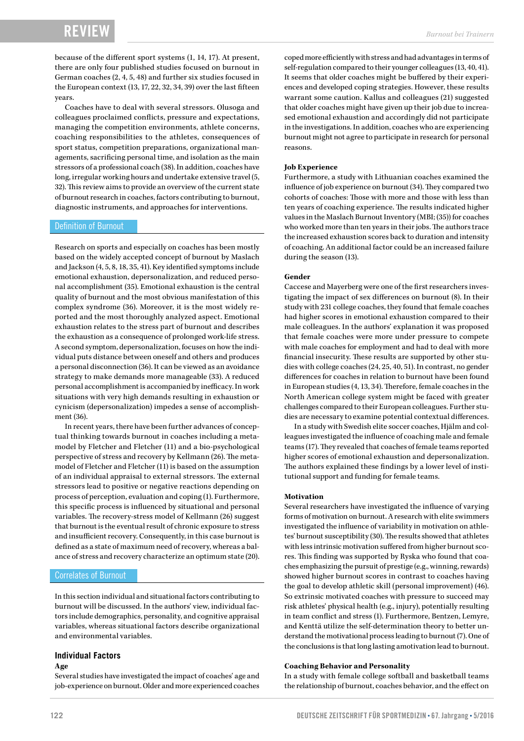because of the different sport systems (1, 14, 17). At present, there are only four published studies focused on burnout in German coaches (2, 4, 5, 48) and further six studies focused in the European context (13, 17, 22, 32, 34, 39) over the last fifteen years.

Coaches have to deal with several stressors. Olusoga and colleagues proclaimed conflicts, pressure and expectations, managing the competition environments, athlete concerns, coaching responsibilities to the athletes, consequences of sport status, competition preparations, organizational managements, sacrificing personal time, and isolation as the main stressors of a professional coach (38). In addition, coaches have long, irregular working hours and undertake extensive travel (5, 32). This review aims to provide an overview of the current state of burnout research in coaches, factors contributing to burnout, diagnostic instruments, and approaches for interventions.

## Definition of Burnout

Research on sports and especially on coaches has been mostly based on the widely accepted concept of burnout by Maslach and Jackson (4, 5, 8, 18, 35, 41). Key identified symptoms include emotional exhaustion, depersonalization, and reduced personal accomplishment (35). Emotional exhaustion is the central quality of burnout and the most obvious manifestation of this complex syndrome (36). Moreover, it is the most widely reported and the most thoroughly analyzed aspect. Emotional exhaustion relates to the stress part of burnout and describes the exhaustion as a consequence of prolonged work-life stress. A second symptom, depersonalization, focuses on how the individual puts distance between oneself and others and produces a personal disconnection (36). It can be viewed as an avoidance strategy to make demands more manageable (33). A reduced personal accomplishment is accompanied by inefficacy. In work situations with very high demands resulting in exhaustion or cynicism (depersonalization) impedes a sense of accomplishment (36).

In recent years, there have been further advances of conceptual thinking towards burnout in coaches including a metamodel by Fletcher and Fletcher (11) and a bio-psychological perspective of stress and recovery by Kellmann (26). The metamodel of Fletcher and Fletcher (11) is based on the assumption of an individual appraisal to external stressors. The external stressors lead to positive or negative reactions depending on process of perception, evaluation and coping (1). Furthermore, this specific process is influenced by situational and personal variables. The recovery-stress model of Kellmann (26) suggest that burnout is the eventual result of chronic exposure to stress and insufficient recovery. Consequently, in this case burnout is defined as a state of maximum need of recovery, whereas a balance of stress and recovery characterize an optimum state (20).

## Correlates of Burnout

In this section individual and situational factors contributing to burnout will be discussed. In the authors' view, individual factors include demographics, personality, and cognitive appraisal variables, whereas situational factors describe organizational and environmental variables.

### Individual Factors

**Age**

Several studies have investigated the impact of coaches' age and job-experience on burnout. Older and more experienced coaches coped more efficiently with stress and had advantages in terms of self-regulation compared to their younger colleagues (13, 40, 41). It seems that older coaches might be buffered by their experiences and developed coping strategies. However, these results warrant some caution. Kallus and colleagues (21) suggested that older coaches might have given up their job due to increased emotional exhaustion and accordingly did not participate in the investigations. In addition, coaches who are experiencing burnout might not agree to participate in research for personal reasons.

**Job Experience**

Furthermore, a study with Lithuanian coaches examined the influence of job experience on burnout (34). They compared two cohorts of coaches: Those with more and those with less than ten years of coaching experience. The results indicated higher values in the Maslach Burnout Inventory (MBI; (35)) for coaches who worked more than ten years in their jobs. The authors trace the increased exhaustion scores back to duration and intensity of coaching. An additional factor could be an increased failure during the season (13).

**Gender**

Caccese and Mayerberg were one of the first researchers investigating the impact of sex differences on burnout (8). In their study with 231 college coaches, they found that female coaches had higher scores in emotional exhaustion compared to their male colleagues. In the authors' explanation it was proposed that female coaches were more under pressure to compete with male coaches for employment and had to deal with more financial insecurity. These results are supported by other studies with college coaches (24, 25, 40, 51). In contrast, no gender differences for coaches in relation to burnout have been found in European studies (4, 13, 34). Therefore, female coaches in the North American college system might be faced with greater challenges compared to their European colleagues. Further studies are necessary to examine potential contextual differences.

In a study with Swedish elite soccer coaches, Hjälm and colleagues investigated the influence of coaching male and female teams (17). They revealed that coaches of female teams reported higher scores of emotional exhaustion and depersonalization. The authors explained these findings by a lower level of institutional support and funding for female teams.

**Motivation**

Several researchers have investigated the influence of varying forms of motivation on burnout. A research with elite swimmers investigated the influence of variability in motivation on athletes' burnout susceptibility (30). The results showed that athletes with less intrinsic motivation suffered from higher burnout scores. This finding was supported by Ryska who found that coaches emphasizing the pursuit of prestige (e.g., winning, rewards) showed higher burnout scores in contrast to coaches having the goal to develop athletic skill (personal improvement) (46). So extrinsic motivated coaches with pressure to succeed may risk athletes' physical health (e.g., injury), potentially resulting in team conflict and stress (1). Furthermore, Bentzen, Lemyre, and Kenttä utilize the self-determination theory to better understand the motivational process leading to burnout (7). One of the conclusions is that long lasting amotivation lead to burnout.

**Coaching Behavior and Personality**

In a study with female college softball and basketball teams the relationship of burnout, coaches behavior, and the effect on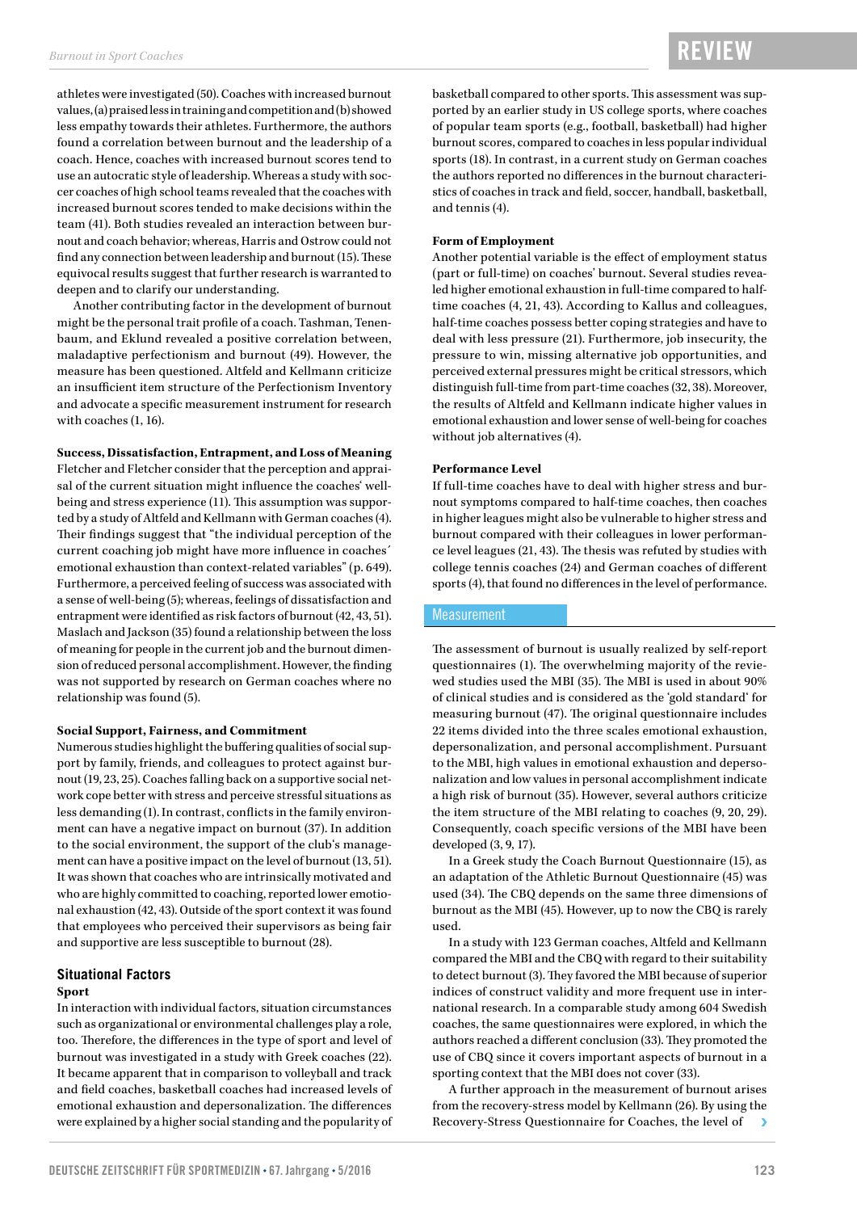athletes were investigated (50). Coaches with increased burnout values, (a) praised less in training and competition and (b) showed less empathy towards their athletes. Furthermore, the authors found a correlation between burnout and the leadership of a coach. Hence, coaches with increased burnout scores tend to use an autocratic style of leadership. Whereas a study with soccer coaches of high school teams revealed that the coaches with increased burnout scores tended to make decisions within the team (41). Both studies revealed an interaction between burnout and coach behavior; whereas, Harris and Ostrow could not find any connection between leadership and burnout (15). These equivocal results suggest that further research is warranted to deepen and to clarify our understanding.

Another contributing factor in the development of burnout might be the personal trait profile of a coach. Tashman, Tenenbaum, and Eklund revealed a positive correlation between, maladaptive perfectionism and burnout (49). However, the measure has been questioned. Altfeld and Kellmann criticize an insufficient item structure of the Perfectionism Inventory and advocate a specific measurement instrument for research with coaches (1, 16).

**Success, Dissatisfaction, Entrapment, and Loss of Meaning**

Fletcher and Fletcher consider that the perception and appraisal of the current situation might influence the coaches' well-being and stress experience (11). This assumption was supported by a study of Altfeld and Kellmann with German coaches (4). Their findings suggest that "the individual perception of the current coaching job might have more influence in coaches´ emotional exhaustion than context-related variables" (p. 649). Furthermore, a perceived feeling of success was associated with a sense of well-being (5); whereas, feelings of dissatisfaction and entrapment were identified as risk factors of burnout (42, 43, 51). Maslach and Jackson (35) found a relationship between the loss of meaning for people in the current job and the burnout dimension of reduced personal accomplishment. However, the finding was not supported by research on German coaches where no relationship was found (5).

**Social Support, Fairness, and Commitment**

Numerous studies highlight the buffering qualities of social support by family, friends, and colleagues to protect against burnout (19, 23, 25). Coaches falling back on a supportive social network cope better with stress and perceive stressful situations as less demanding (1). In contrast, conflicts in the family environment can have a negative impact on burnout (37). In addition to the social environment, the support of the club's management can have a positive impact on the level of burnout (13, 51). It was shown that coaches who are intrinsically motivated and who are highly committed to coaching, reported lower emotional exhaustion (42, 43). Outside of the sport context it was found that employees who perceived their supervisors as being fair and supportive are less susceptible to burnout (28).

### Situational Factors

**Sport**

In interaction with individual factors, situation circumstances such as organizational or environmental challenges play a role, too. Therefore, the differences in the type of sport and level of burnout was investigated in a study with Greek coaches (22). It became apparent that in comparison to volleyball and track and field coaches, basketball coaches had increased levels of emotional exhaustion and depersonalization. The differences were explained by a higher social standing and the popularity of basketball compared to other sports. This assessment was supported by an earlier study in US college sports, where coaches of popular team sports (e.g., football, basketball) had higher burnout scores, compared to coaches in less popular individual sports (18). In contrast, in a current study on German coaches the authors reported no differences in the burnout characteristics of coaches in track and field, soccer, handball, basketball, and tennis (4).

**Form of Employment**

Another potential variable is the effect of employment status (part or full-time) on coaches' burnout. Several studies revealed higher emotional exhaustion in full-time compared to half-time coaches (4, 21, 43). According to Kallus and colleagues, half-time coaches possess better coping strategies and have to deal with less pressure (21). Furthermore, job insecurity, the pressure to win, missing alternative job opportunities, and perceived external pressures might be critical stressors, which distinguish full-time from part-time coaches (32, 38). Moreover, the results of Altfeld and Kellmann indicate higher values in emotional exhaustion and lower sense of well-being for coaches without job alternatives (4).

**Performance Level**

If full-time coaches have to deal with higher stress and burnout symptoms compared to half-time coaches, then coaches in higher leagues might also be vulnerable to higher stress and burnout compared with their colleagues in lower performance level leagues (21, 43). The thesis was refuted by studies with college tennis coaches (24) and German coaches of different sports (4), that found no differences in the level of performance.

## Measurement

The assessment of burnout is usually realized by self-report questionnaires (1). The overwhelming majority of the reviewed studies used the MBI (35). The MBI is used in about 90% of clinical studies and is considered as the 'gold standard' for measuring burnout (47). The original questionnaire includes 22 items divided into the three scales emotional exhaustion, depersonalization, and personal accomplishment. Pursuant to the MBI, high values in emotional exhaustion and depersonalization and low values in personal accomplishment indicate a high risk of burnout (35). However, several authors criticize the item structure of the MBI relating to coaches (9, 20, 29). Consequently, coach specific versions of the MBI have been developed (3, 9, 17).

In a Greek study the Coach Burnout Questionnaire (15), as an adaptation of the Athletic Burnout Questionnaire (45) was used (34). The CBQ depends on the same three dimensions of burnout as the MBI (45). However, up to now the CBQ is rarely used.

In a study with 123 German coaches, Altfeld and Kellmann compared the MBI and the CBQ with regard to their suitability to detect burnout (3). They favored the MBI because of superior indices of construct validity and more frequent use in international research. In a comparable study among 604 Swedish coaches, the same questionnaires were explored, in which the authors reached a different conclusion (33). They promoted the use of CBQ since it covers important aspects of burnout in a sporting context that the MBI does not cover (33).

A further approach in the measurement of burnout arises from the recovery-stress model by Kellmann (26). By using the Recovery-Stress Questionnaire for Coaches, the level of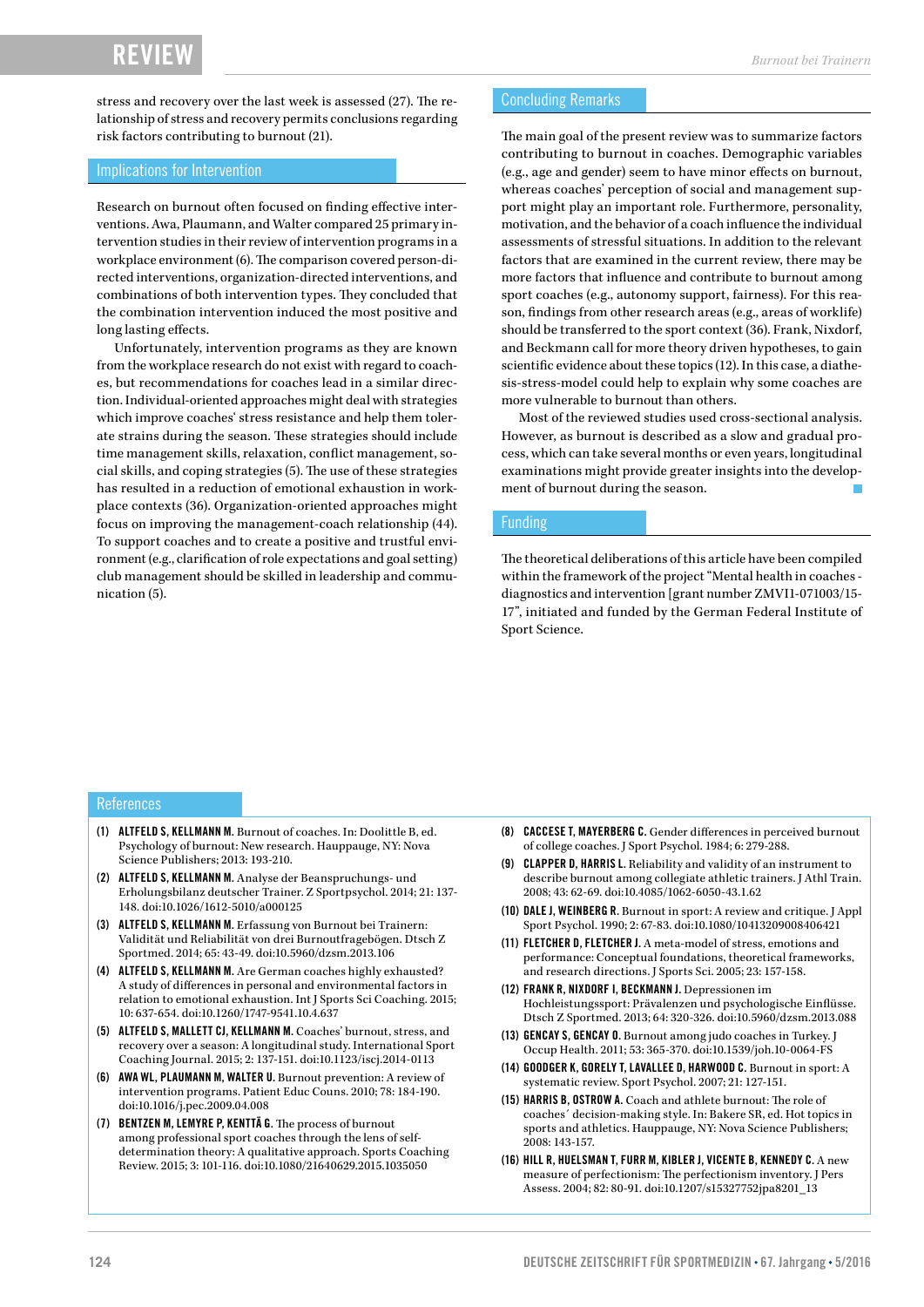stress and recovery over the last week is assessed (27). The relationship of stress and recovery permits conclusions regarding risk factors contributing to burnout (21).

## Implications for Intervention

Research on burnout often focused on finding effective interventions. Awa, Plaumann, and Walter compared 25 primary intervention studies in their review of intervention programs in a workplace environment (6). The comparison covered person-directed interventions, organization-directed interventions, and combinations of both intervention types. They concluded that the combination intervention induced the most positive and long lasting effects.

Unfortunately, intervention programs as they are known from the workplace research do not exist with regard to coaches, but recommendations for coaches lead in a similar direction. Individual-oriented approaches might deal with strategies which improve coaches' stress resistance and help them tolerate strains during the season. These strategies should include time management skills, relaxation, conflict management, social skills, and coping strategies (5). The use of these strategies has resulted in a reduction of emotional exhaustion in workplace contexts (36). Organization-oriented approaches might focus on improving the management-coach relationship (44). To support coaches and to create a positive and trustful environment (e.g., clarification of role expectations and goal setting) club management should be skilled in leadership and communication (5).

## Concluding Remarks

The main goal of the present review was to summarize factors contributing to burnout in coaches. Demographic variables (e.g., age and gender) seem to have minor effects on burnout, whereas coaches' perception of social and management support might play an important role. Furthermore, personality, motivation, and the behavior of a coach influence the individual assessments of stressful situations. In addition to the relevant factors that are examined in the current review, there may be more factors that influence and contribute to burnout among sport coaches (e.g., autonomy support, fairness). For this reason, findings from other research areas (e.g., areas of worklife) should be transferred to the sport context (36). Frank, Nixdorf, and Beckmann call for more theory driven hypotheses, to gain scientific evidence about these topics (12). In this case, a diathesis-stress-model could help to explain why some coaches are more vulnerable to burnout than others.

Most of the reviewed studies used cross-sectional analysis. However, as burnout is described as a slow and gradual process, which can take several months or even years, longitudinal examinations might provide greater insights into the development of burnout during the season.

## Funding

The theoretical deliberations of this article have been compiled within the framework of the project "Mental health in coaches - diagnostics and intervention [grant number ZMVI1-071003/15-17", initiated and funded by the German Federal Institute of Sport Science.

## References

(1) **ALTFELD S, KELLMANN M.** Burnout of coaches. In: Doolittle B, ed. Psychology of burnout: New research. Hauppauge, NY: Nova Science Publishers; 2013: 193-210.

(2) **ALTFELD S, KELLMANN M.** Analyse der Beanspruchungs- und Erholungsbilanz deutscher Trainer. Z Sportpsychol. 2014; 21: 137-148. doi:10.1026/1612-5010/a000125

(3) **ALTFELD S, KELLMANN M.** Erfassung von Burnout bei Trainern: Validität und Reliabilität von drei Burnoutfragebögen. Dtsch Z Sportmed. 2014; 65: 43-49. doi:10.5960/dzsm.2013.106

(4) **ALTFELD S, KELLMANN M.** Are German coaches highly exhausted? A study of differences in personal and environmental factors in relation to emotional exhaustion. Int J Sports Sci Coaching. 2015; 10: 637-654. doi:10.1260/1747-9541.10.4.637

(5) **ALTFELD S, MALLETT CJ, KELLMANN M.** Coaches' burnout, stress, and recovery over a season: A longitudinal study. International Sport Coaching Journal. 2015; 2: 137-151. doi:10.1123/iscj.2014-0113

(6) **AWA WL, PLAUMANN M, WALTER U.** Burnout prevention: A review of intervention programs. Patient Educ Couns. 2010; 78: 184-190. doi:10.1016/j.pec.2009.04.008

(7) **BENTZEN M, LEMYRE P, KENTTÄ G.** The process of burnout among professional sport coaches through the lens of self-determination theory: A qualitative approach. Sports Coaching Review. 2015; 3: 101-116. doi:10.1080/21640629.2015.1035050

(8) **CACCESE T, MAYERBERG C.** Gender differences in perceived burnout of college coaches. J Sport Psychol. 1984; 6: 279-288.

(9) **CLAPPER D, HARRIS L.** Reliability and validity of an instrument to describe burnout among collegiate athletic trainers. J Athl Train. 2008; 43: 62-69. doi:10.4085/1062-6050-43.1.62

(10) **DALE J, WEINBERG R.** Burnout in sport: A review and critique. J Appl Sport Psychol. 1990; 2: 67-83. doi:10.1080/10413209008406421

(11) **FLETCHER D, FLETCHER J.** A meta-model of stress, emotions and performance: Conceptual foundations, theoretical frameworks, and research directions. J Sports Sci. 2005; 23: 157-158.

(12) **FRANK R, NIXDORF I, BECKMANN J.** Depressionen im Hochleistungssport: Prävalenzen und psychologische Einflüsse. Dtsch Z Sportmed. 2013; 64: 320-326. doi:10.5960/dzsm.2013.088

(13) **GENCAY S, GENCAY O.** Burnout among judo coaches in Turkey. J Occup Health. 2011; 53: 365-370. doi:10.1539/joh.10-0064-FS

(14) **GOODGER K, GORELY T, LAVALLEE D, HARWOOD C.** Burnout in sport: A systematic review. Sport Psychol. 2007; 21: 127-151.

(15) **HARRIS B, OSTROW A.** Coach and athlete burnout: The role of coaches´ decision-making style. In: Bakere SR, ed. Hot topics in sports and athletics. Hauppauge, NY: Nova Science Publishers; 2008: 143-157.

(16) **HILL R, HUELSMAN T, FURR M, KIBLER J, VICENTE B, KENNEDY C.** A new measure of perfectionism: The perfectionism inventory. J Pers Assess. 2004; 82: 80-91. doi:10.1207/s15327752jpa8201_13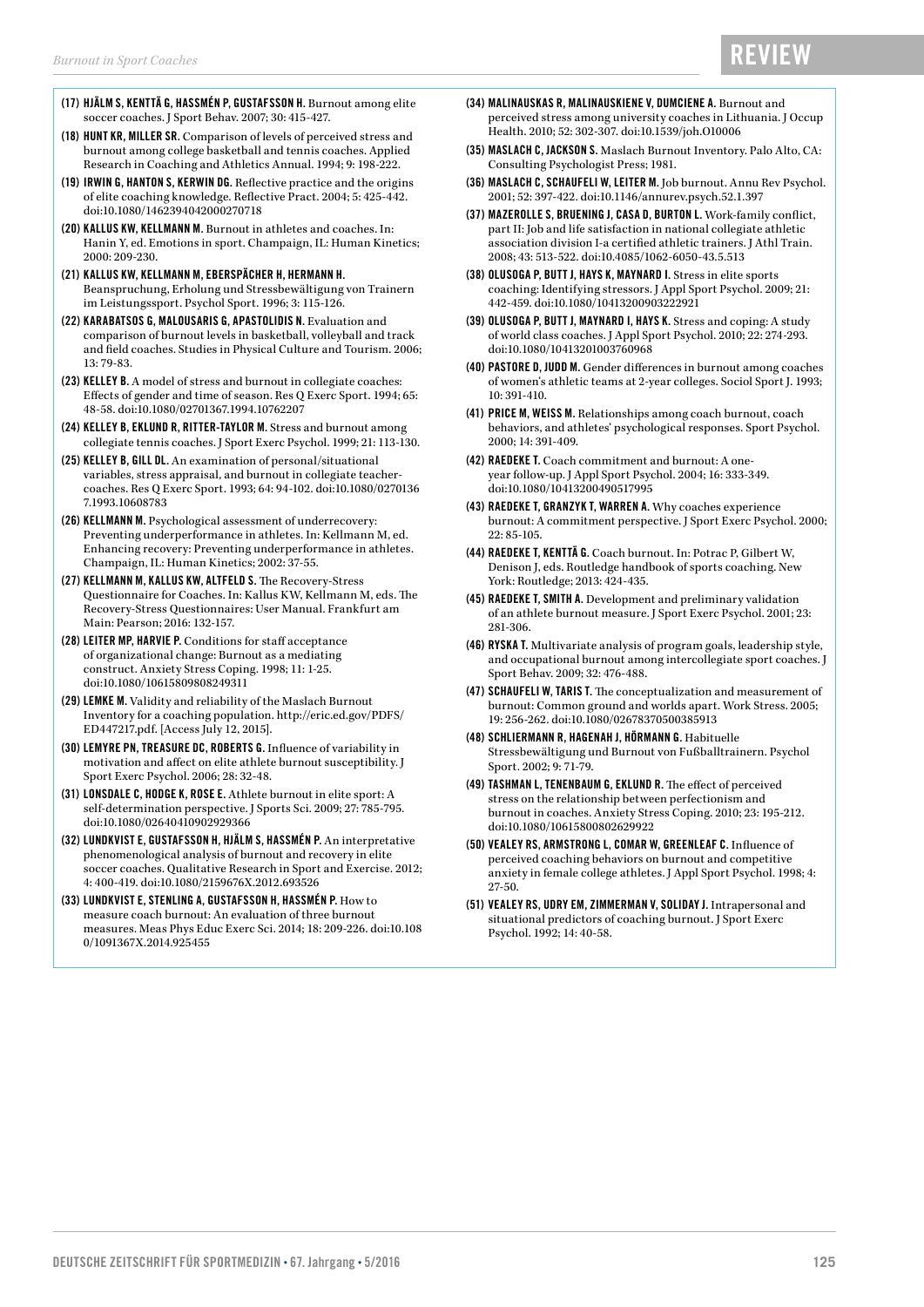(17) **HJÄLM S, KENTTÄ G, HASSMÉN P, GUSTAFSSON H.** Burnout among elite soccer coaches. J Sport Behav. 2007; 30: 415-427.

(18) **HUNT KR, MILLER SR.** Comparison of levels of perceived stress and burnout among college basketball and tennis coaches. Applied Research in Coaching and Athletics Annual. 1994; 9: 198-222.

(19) **IRWIN G, HANTON S, KERWIN DG.** Reflective practice and the origins of elite coaching knowledge. Reflective Pract. 2004; 5: 425-442. doi:10.1080/1462394042000270718

(20) **KALLUS KW, KELLMANN M.** Burnout in athletes and coaches. In: Hanin Y, ed. Emotions in sport. Champaign, IL: Human Kinetics; 2000: 209-230.

(21) **KALLUS KW, KELLMANN M, EBERSPÄCHER H, HERMANN H.** Beanspruchung, Erholung und Stressbewältigung von Trainern im Leistungssport. Psychol Sport. 1996; 3: 115-126.

(22) **KARABATSOS G, MALOUSARIS G, APASTOLIDIS N.** Evaluation and comparison of burnout levels in basketball, volleyball and track and field coaches. Studies in Physical Culture and Tourism. 2006; 13: 79-83.

(23) **KELLEY B.** A model of stress and burnout in collegiate coaches: Effects of gender and time of season. Res Q Exerc Sport. 1994; 65: 48-58. doi:10.1080/02701367.1994.10762207

(24) **KELLEY B, EKLUND R, RITTER-TAYLOR M.** Stress and burnout among collegiate tennis coaches. J Sport Exerc Psychol. 1999; 21: 113-130.

(25) **KELLEY B, GILL DL.** An examination of personal/situational variables, stress appraisal, and burnout in collegiate teacher-coaches. Res Q Exerc Sport. 1993; 64: 94-102. doi:10.1080/02701367.1993.10608783

(26) **KELLMANN M.** Psychological assessment of underrecovery: Preventing underperformance in athletes. In: Kellmann M, ed. Enhancing recovery: Preventing underperformance in athletes. Champaign, IL: Human Kinetics; 2002: 37-55.

(27) **KELLMANN M, KALLUS KW, ALTFELD S.** The Recovery-Stress Questionnaire for Coaches. In: Kallus KW, Kellmann M, eds. The Recovery-Stress Questionnaires: User Manual. Frankfurt am Main: Pearson; 2016: 132-157.

(28) **LEITER MP, HARVIE P.** Conditions for staff acceptance of organizational change: Burnout as a mediating construct. Anxiety Stress Coping. 1998; 11: 1-25. doi:10.1080/10615809808249311

(29) **LEMKE M.** Validity and reliability of the Maslach Burnout Inventory for a coaching population. http://eric.ed.gov/PDFS/ED447217.pdf. [Access July 12, 2015].

(30) **LEMYRE PN, TREASURE DC, ROBERTS G.** Influence of variability in motivation and affect on elite athlete burnout susceptibility. J Sport Exerc Psychol. 2006; 28: 32-48.

(31) **LONSDALE C, HODGE K, ROSE E.** Athlete burnout in elite sport: A self-determination perspective. J Sports Sci. 2009; 27: 785-795. doi:10.1080/02640410902929366

(32) **LUNDKVIST E, GUSTAFSSON H, HJÄLM S, HASSMÉN P.** An interpretative phenomenological analysis of burnout and recovery in elite soccer coaches. Qualitative Research in Sport and Exercise. 2012; 4: 400-419. doi:10.1080/2159676X.2012.693526

(33) **LUNDKVIST E, STENLING A, GUSTAFSSON H, HASSMÉN P.** How to measure coach burnout: An evaluation of three burnout measures. Meas Phys Educ Exerc Sci. 2014; 18: 209-226. doi:10.1080/1091367X.2014.925455

(34) **MALINAUSKAS R, MALINAUSKIENE V, DUMCIENE A.** Burnout and perceived stress among university coaches in Lithuania. J Occup Health. 2010; 52: 302-307. doi:10.1539/joh.O10006

(35) **MASLACH C, JACKSON S.** Maslach Burnout Inventory. Palo Alto, CA: Consulting Psychologist Press; 1981.

(36) **MASLACH C, SCHAUFELI W, LEITER M.** Job burnout. Annu Rev Psychol. 2001; 52: 397-422. doi:10.1146/annurev.psych.52.1.397

(37) **MAZEROLLE S, BRUENING J, CASA D, BURTON L.** Work-family conflict, part II: Job and life satisfaction in national collegiate athletic association division I-a certified athletic trainers. J Athl Train. 2008; 43: 513-522. doi:10.4085/1062-6050-43.5.513

(38) **OLUSOGA P, BUTT J, HAYS K, MAYNARD I.** Stress in elite sports coaching: Identifying stressors. J Appl Sport Psychol. 2009; 21: 442-459. doi:10.1080/10413200903222921

(39) **OLUSOGA P, BUTT J, MAYNARD I, HAYS K.** Stress and coping: A study of world class coaches. J Appl Sport Psychol. 2010; 22: 274-293. doi:10.1080/10413201003760968

(40) **PASTORE D, JUDD M.** Gender differences in burnout among coaches of women's athletic teams at 2-year colleges. Sociol Sport J. 1993; 10: 391-410.

(41) **PRICE M, WEISS M.** Relationships among coach burnout, coach behaviors, and athletes' psychological responses. Sport Psychol. 2000; 14: 391-409.

(42) **RAEDEKE T.** Coach commitment and burnout: A one-year follow-up. J Appl Sport Psychol. 2004; 16: 333-349. doi:10.1080/10413200490517995

(43) **RAEDEKE T, GRANZYK T, WARREN A.** Why coaches experience burnout: A commitment perspective. J Sport Exerc Psychol. 2000; 22: 85-105.

(44) **RAEDEKE T, KENTTÄ G.** Coach burnout. In: Potrac P, Gilbert W, Denison J, eds. Routledge handbook of sports coaching. New York: Routledge; 2013: 424-435.

(45) **RAEDEKE T, SMITH A.** Development and preliminary validation of an athlete burnout measure. J Sport Exerc Psychol. 2001; 23: 281-306.

(46) **RYSKA T.** Multivariate analysis of program goals, leadership style, and occupational burnout among intercollegiate sport coaches. J Sport Behav. 2009; 32: 476-488.

(47) **SCHAUFELI W, TARIS T.** The conceptualization and measurement of burnout: Common ground and worlds apart. Work Stress. 2005; 19: 256-262. doi:10.1080/02678370500385913

(48) **SCHLIERMANN R, HAGENAH J, HÖRMANN G.** Habituelle Stressbewältigung und Burnout von Fußballtrainern. Psychol Sport. 2002; 9: 71-79.

(49) **TASHMAN L, TENENBAUM G, EKLUND R.** The effect of perceived stress on the relationship between perfectionism and burnout in coaches. Anxiety Stress Coping. 2010; 23: 195-212. doi:10.1080/10615800802629922

(50) **VEALEY RS, ARMSTRONG L, COMAR W, GREENLEAF C.** Influence of perceived coaching behaviors on burnout and competitive anxiety in female college athletes. J Appl Sport Psychol. 1998; 4: 27-50.

(51) **VEALEY RS, UDRY EM, ZIMMERMAN V, SOLIDAY J.** Intrapersonal and situational predictors of coaching burnout. J Sport Exerc Psychol. 1992; 14: 40-58.